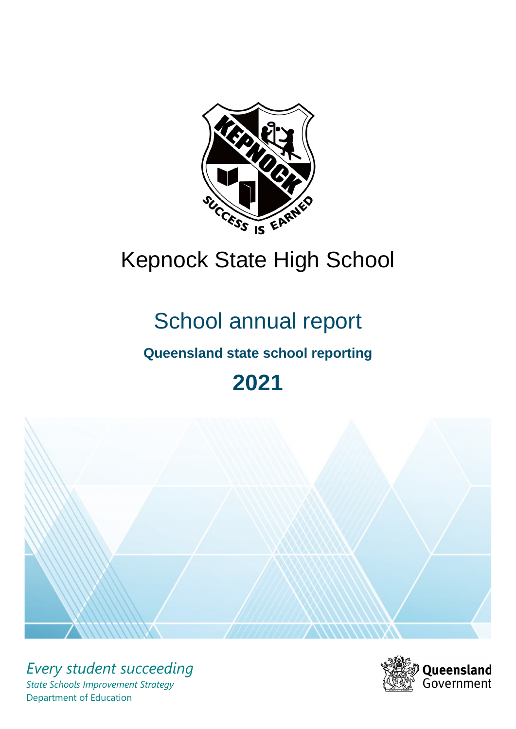# Kepnock State High School

## School annual report

### Queensland state school reporting

## 2021

*Every student succeeding*

*State Schools Improvement Strategy*

Department of Education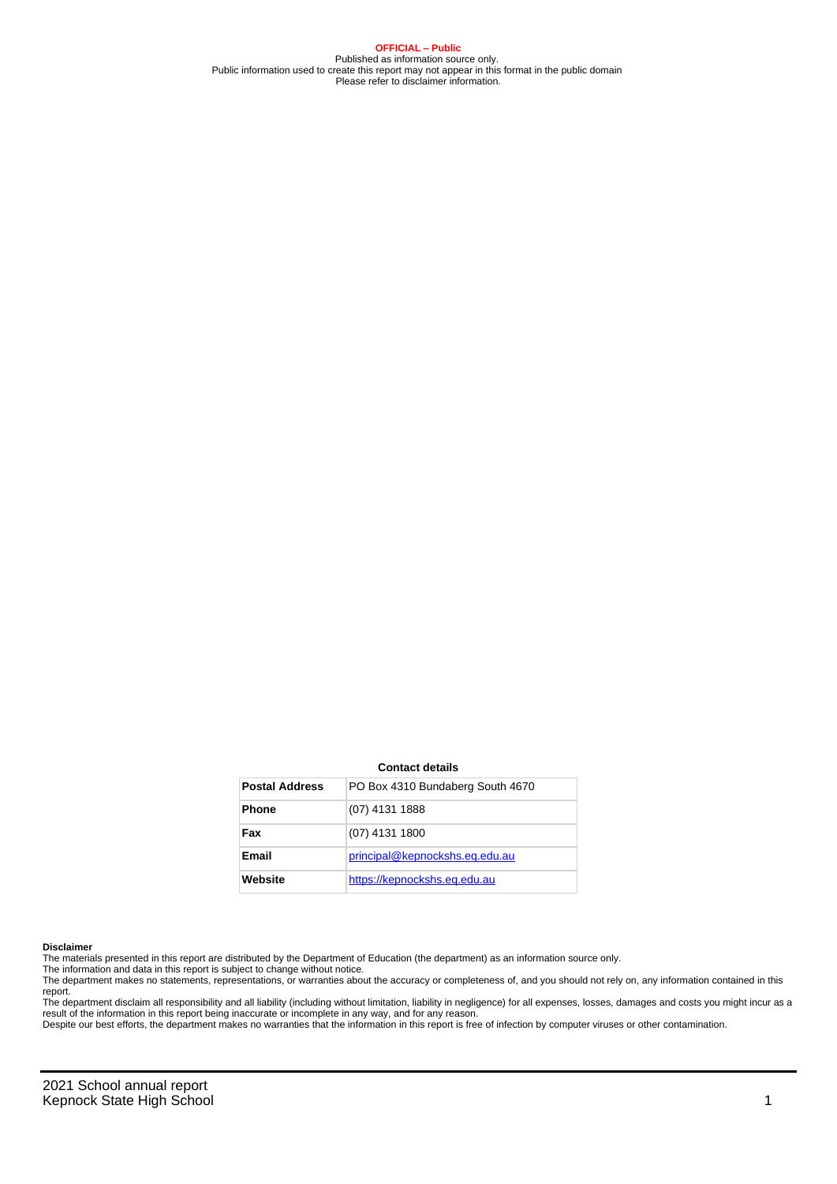**OFFICIAL – Public**
Published as information source only.
Public information used to create this report may not appear in this format in the public domain
Please refer to disclaimer information.

**Contact details**

| Postal Address | PO Box 4310 Bundaberg South 4670 |
|---|---|
| Phone | (07) 4131 1888 |
| Fax | (07) 4131 1800 |
| Email | principal@kepnockshs.eq.edu.au |
| Website | https://kepnockshs.eq.edu.au |

**Disclaimer**

The materials presented in this report are distributed by the Department of Education (the department) as an information source only.

The information and data in this report is subject to change without notice.

The department makes no statements, representations, or warranties about the accuracy or completeness of, and you should not rely on, any information contained in this report.

The department disclaim all responsibility and all liability (including without limitation, liability in negligence) for all expenses, losses, damages and costs you might incur as a result of the information in this report being inaccurate or incomplete in any way, and for any reason.

Despite our best efforts, the department makes no warranties that the information in this report is free of infection by computer viruses or other contamination.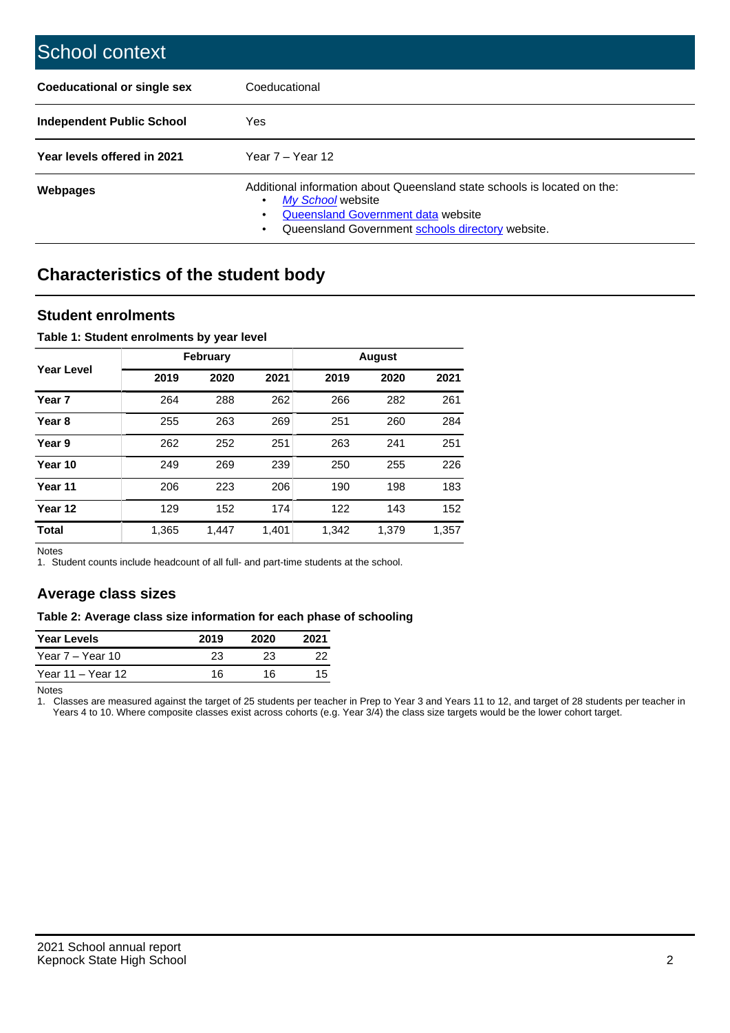# School context

| | |
|---|---|
| **Coeducational or single sex** | Coeducational |
| **Independent Public School** | Yes |
| **Year levels offered in 2021** | Year 7 – Year 12 |
| **Webpages** | Additional information about Queensland state schools is located on the: • *My School* website • Queensland Government data website • Queensland Government schools directory website. |

## Characteristics of the student body

### Student enrolments

**Table 1: Student enrolments by year level**

| Year Level | February | | | August | | |
|---|---|---|---|---|---|---|
| | **2019** | **2020** | **2021** | **2019** | **2020** | **2021** |
| **Year 7** | 264 | 288 | 262 | 266 | 282 | 261 |
| **Year 8** | 255 | 263 | 269 | 251 | 260 | 284 |
| **Year 9** | 262 | 252 | 251 | 263 | 241 | 251 |
| **Year 10** | 249 | 269 | 239 | 250 | 255 | 226 |
| **Year 11** | 206 | 223 | 206 | 190 | 198 | 183 |
| **Year 12** | 129 | 152 | 174 | 122 | 143 | 152 |
| **Total** | 1,365 | 1,447 | 1,401 | 1,342 | 1,379 | 1,357 |

Notes
1. Student counts include headcount of all full- and part-time students at the school.

### Average class sizes

**Table 2: Average class size information for each phase of schooling**

| Year Levels | 2019 | 2020 | 2021 |
|---|---|---|---|
| Year 7 – Year 10 | 23 | 23 | 22 |
| Year 11 – Year 12 | 16 | 16 | 15 |

Notes
1. Classes are measured against the target of 25 students per teacher in Prep to Year 3 and Years 11 to 12, and target of 28 students per teacher in Years 4 to 10. Where composite classes exist across cohorts (e.g. Year 3/4) the class size targets would be the lower cohort target.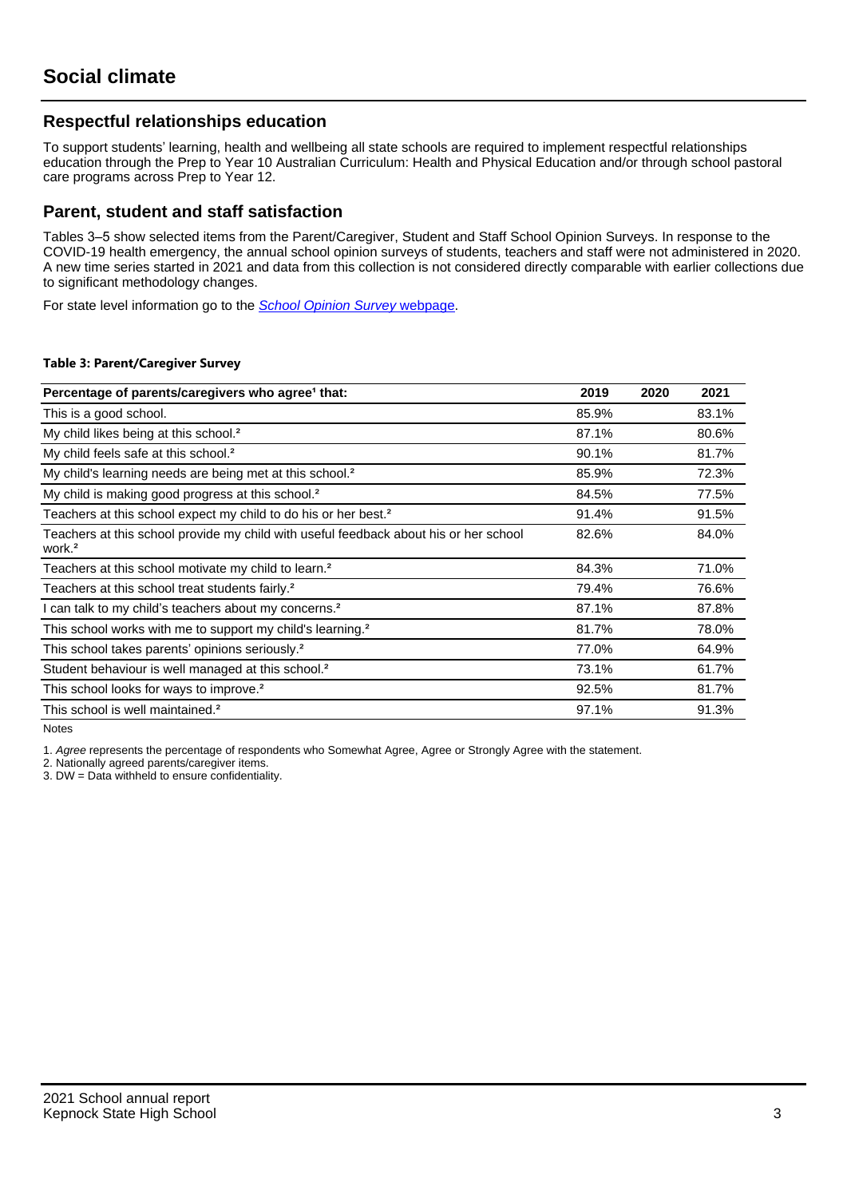# Social climate

## Respectful relationships education

To support students' learning, health and wellbeing all state schools are required to implement respectful relationships education through the Prep to Year 10 Australian Curriculum: Health and Physical Education and/or through school pastoral care programs across Prep to Year 12.

## Parent, student and staff satisfaction

Tables 3–5 show selected items from the Parent/Caregiver, Student and Staff School Opinion Surveys. In response to the COVID-19 health emergency, the annual school opinion surveys of students, teachers and staff were not administered in 2020. A new time series started in 2021 and data from this collection is not considered directly comparable with earlier collections due to significant methodology changes.

For state level information go to the *School Opinion Survey* webpage.

**Table 3: Parent/Caregiver Survey**

| Percentage of parents/caregivers who agree[1] that: | 2019 | 2020 | 2021 |
|---|---|---|---|
| This is a good school. | 85.9% | | 83.1% |
| My child likes being at this school.[2] | 87.1% | | 80.6% |
| My child feels safe at this school.[2] | 90.1% | | 81.7% |
| My child's learning needs are being met at this school.[2] | 85.9% | | 72.3% |
| My child is making good progress at this school.[2] | 84.5% | | 77.5% |
| Teachers at this school expect my child to do his or her best.[2] | 91.4% | | 91.5% |
| Teachers at this school provide my child with useful feedback about his or her school work.[2] | 82.6% | | 84.0% |
| Teachers at this school motivate my child to learn.[2] | 84.3% | | 71.0% |
| Teachers at this school treat students fairly.[2] | 79.4% | | 76.6% |
| I can talk to my child's teachers about my concerns.[2] | 87.1% | | 87.8% |
| This school works with me to support my child's learning.[2] | 81.7% | | 78.0% |
| This school takes parents' opinions seriously.[2] | 77.0% | | 64.9% |
| Student behaviour is well managed at this school.[2] | 73.1% | | 61.7% |
| This school looks for ways to improve.[2] | 92.5% | | 81.7% |
| This school is well maintained.[2] | 97.1% | | 91.3% |

Notes

1. *Agree* represents the percentage of respondents who Somewhat Agree, Agree or Strongly Agree with the statement.
2. Nationally agreed parents/caregiver items.
3. DW = Data withheld to ensure confidentiality.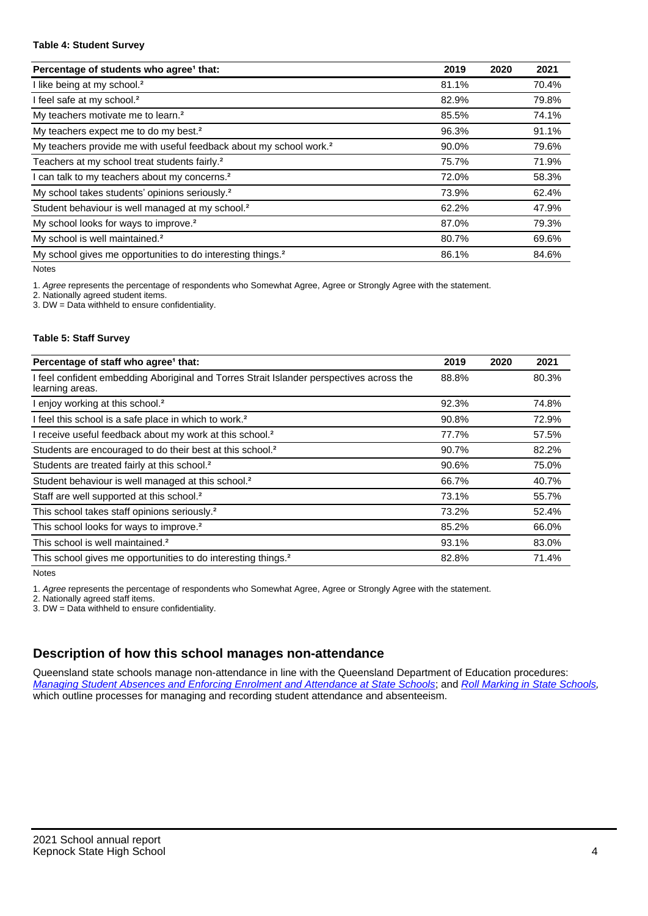**Table 4: Student Survey**

| Percentage of students who agree[1] that: | 2019 | 2020 | 2021 |
| --- | --- | --- | --- |
| I like being at my school.[2] | 81.1% | | 70.4% |
| I feel safe at my school.[2] | 82.9% | | 79.8% |
| My teachers motivate me to learn.[2] | 85.5% | | 74.1% |
| My teachers expect me to do my best.[2] | 96.3% | | 91.1% |
| My teachers provide me with useful feedback about my school work.[2] | 90.0% | | 79.6% |
| Teachers at my school treat students fairly.[2] | 75.7% | | 71.9% |
| I can talk to my teachers about my concerns.[2] | 72.0% | | 58.3% |
| My school takes students' opinions seriously.[2] | 73.9% | | 62.4% |
| Student behaviour is well managed at my school.[2] | 62.2% | | 47.9% |
| My school looks for ways to improve.[2] | 87.0% | | 79.3% |
| My school is well maintained.[2] | 80.7% | | 69.6% |
| My school gives me opportunities to do interesting things.[2] | 86.1% | | 84.6% |

Notes

1. *Agree* represents the percentage of respondents who Somewhat Agree, Agree or Strongly Agree with the statement.
2. Nationally agreed student items.
3. DW = Data withheld to ensure confidentiality.

**Table 5: Staff Survey**

| Percentage of staff who agree[1] that: | 2019 | 2020 | 2021 |
| --- | --- | --- | --- |
| I feel confident embedding Aboriginal and Torres Strait Islander perspectives across the learning areas. | 88.8% | | 80.3% |
| I enjoy working at this school.[2] | 92.3% | | 74.8% |
| I feel this school is a safe place in which to work.[2] | 90.8% | | 72.9% |
| I receive useful feedback about my work at this school.[2] | 77.7% | | 57.5% |
| Students are encouraged to do their best at this school.[2] | 90.7% | | 82.2% |
| Students are treated fairly at this school.[2] | 90.6% | | 75.0% |
| Student behaviour is well managed at this school.[2] | 66.7% | | 40.7% |
| Staff are well supported at this school.[2] | 73.1% | | 55.7% |
| This school takes staff opinions seriously.[2] | 73.2% | | 52.4% |
| This school looks for ways to improve.[2] | 85.2% | | 66.0% |
| This school is well maintained.[2] | 93.1% | | 83.0% |
| This school gives me opportunities to do interesting things.[2] | 82.8% | | 71.4% |

Notes

1. *Agree* represents the percentage of respondents who Somewhat Agree, Agree or Strongly Agree with the statement.
2. Nationally agreed staff items.
3. DW = Data withheld to ensure confidentiality.

## Description of how this school manages non-attendance

Queensland state schools manage non-attendance in line with the Queensland Department of Education procedures: *Managing Student Absences and Enforcing Enrolment and Attendance at State Schools*; and *Roll Marking in State Schools*, which outline processes for managing and recording student attendance and absenteeism.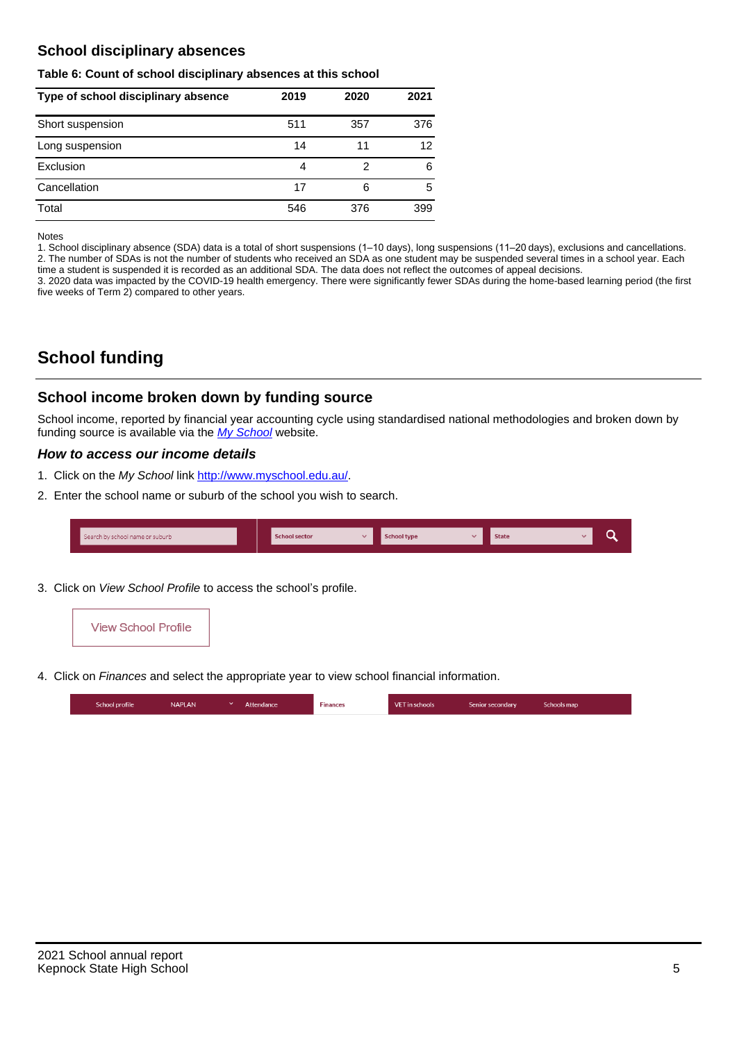## School disciplinary absences

**Table 6: Count of school disciplinary absences at this school**

| Type of school disciplinary absence | 2019 | 2020 | 2021 |
|---|---|---|---|
| Short suspension | 511 | 357 | 376 |
| Long suspension | 14 | 11 | 12 |
| Exclusion | 4 | 2 | 6 |
| Cancellation | 17 | 6 | 5 |
| Total | 546 | 376 | 399 |

Notes

1. School disciplinary absence (SDA) data is a total of short suspensions (1–10 days), long suspensions (11–20 days), exclusions and cancellations.
2. The number of SDAs is not the number of students who received an SDA as one student may be suspended several times in a school year. Each time a student is suspended it is recorded as an additional SDA. The data does not reflect the outcomes of appeal decisions.
3. 2020 data was impacted by the COVID-19 health emergency. There were significantly fewer SDAs during the home-based learning period (the first five weeks of Term 2) compared to other years.

# School funding

## School income broken down by funding source

School income, reported by financial year accounting cycle using standardised national methodologies and broken down by funding source is available via the *My School* website.

### *How to access our income details*

1. Click on the *My School* link http://www.myschool.edu.au/.
2. Enter the school name or suburb of the school you wish to search.

Search by school name or suburb | School sector | School type | State

3. Click on *View School Profile* to access the school's profile.

View School Profile

4. Click on *Finances* and select the appropriate year to view school financial information.

School profile | NAPLAN | Attendance | Finances | VET in schools | Senior secondary | Schools map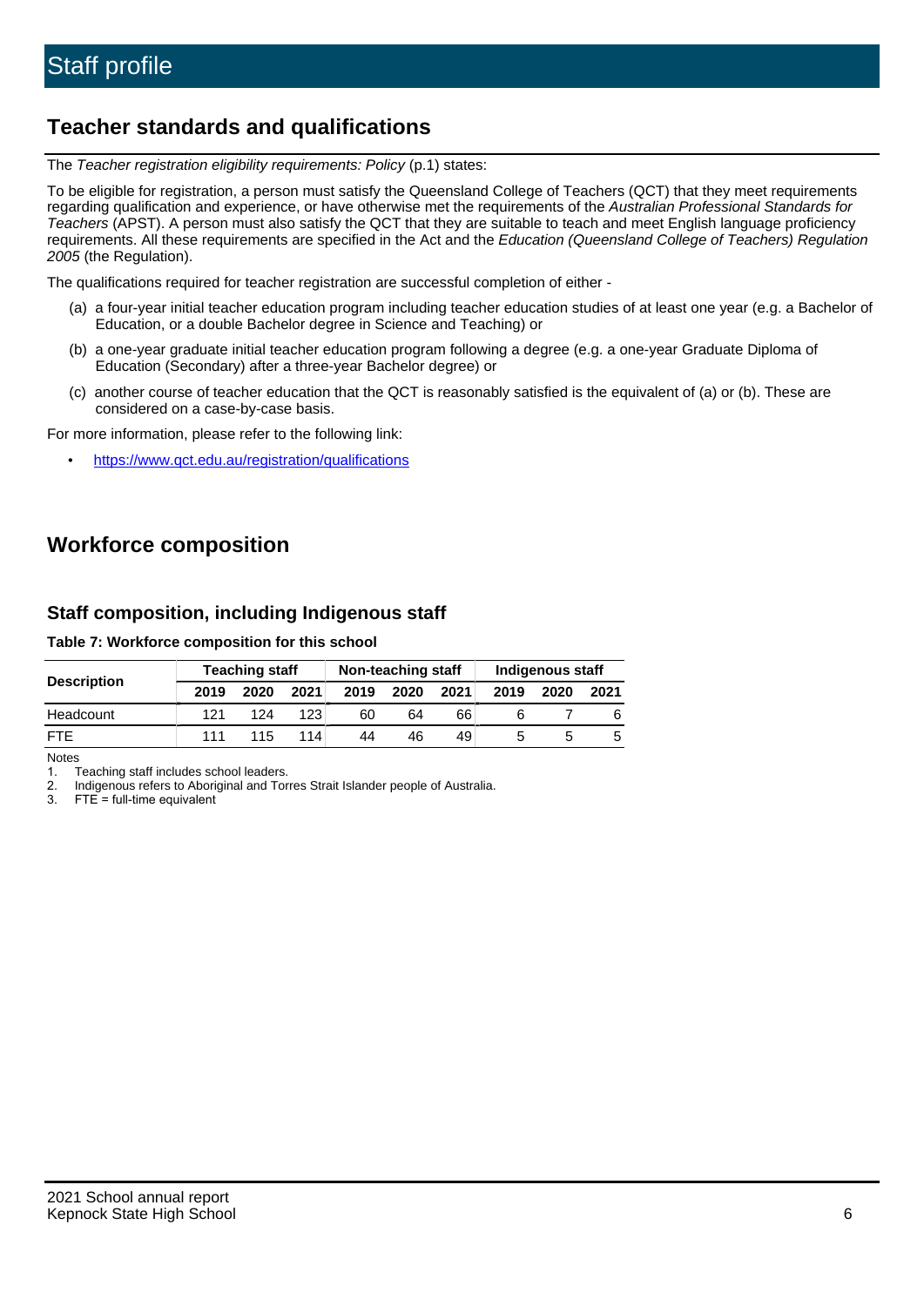# Staff profile

## Teacher standards and qualifications

The *Teacher registration eligibility requirements: Policy* (p.1) states:

To be eligible for registration, a person must satisfy the Queensland College of Teachers (QCT) that they meet requirements regarding qualification and experience, or have otherwise met the requirements of the *Australian Professional Standards for Teachers* (APST). A person must also satisfy the QCT that they are suitable to teach and meet English language proficiency requirements. All these requirements are specified in the Act and the *Education (Queensland College of Teachers) Regulation 2005* (the Regulation).

The qualifications required for teacher registration are successful completion of either -

(a) a four-year initial teacher education program including teacher education studies of at least one year (e.g. a Bachelor of Education, or a double Bachelor degree in Science and Teaching) or

(b) a one-year graduate initial teacher education program following a degree (e.g. a one-year Graduate Diploma of Education (Secondary) after a three-year Bachelor degree) or

(c) another course of teacher education that the QCT is reasonably satisfied is the equivalent of (a) or (b). These are considered on a case-by-case basis.

For more information, please refer to the following link:

- https://www.qct.edu.au/registration/qualifications

## Workforce composition

### Staff composition, including Indigenous staff

**Table 7: Workforce composition for this school**

| Description | Teaching staff | | | Non-teaching staff | | | Indigenous staff | | |
|---|---|---|---|---|---|---|---|---|---|
| | 2019 | 2020 | 2021 | 2019 | 2020 | 2021 | 2019 | 2020 | 2021 |
| Headcount | 121 | 124 | 123 | 60 | 64 | 66 | 6 | 7 | 6 |
| FTE | 111 | 115 | 114 | 44 | 46 | 49 | 5 | 5 | 5 |

Notes

1. Teaching staff includes school leaders.
2. Indigenous refers to Aboriginal and Torres Strait Islander people of Australia.
3. FTE = full-time equivalent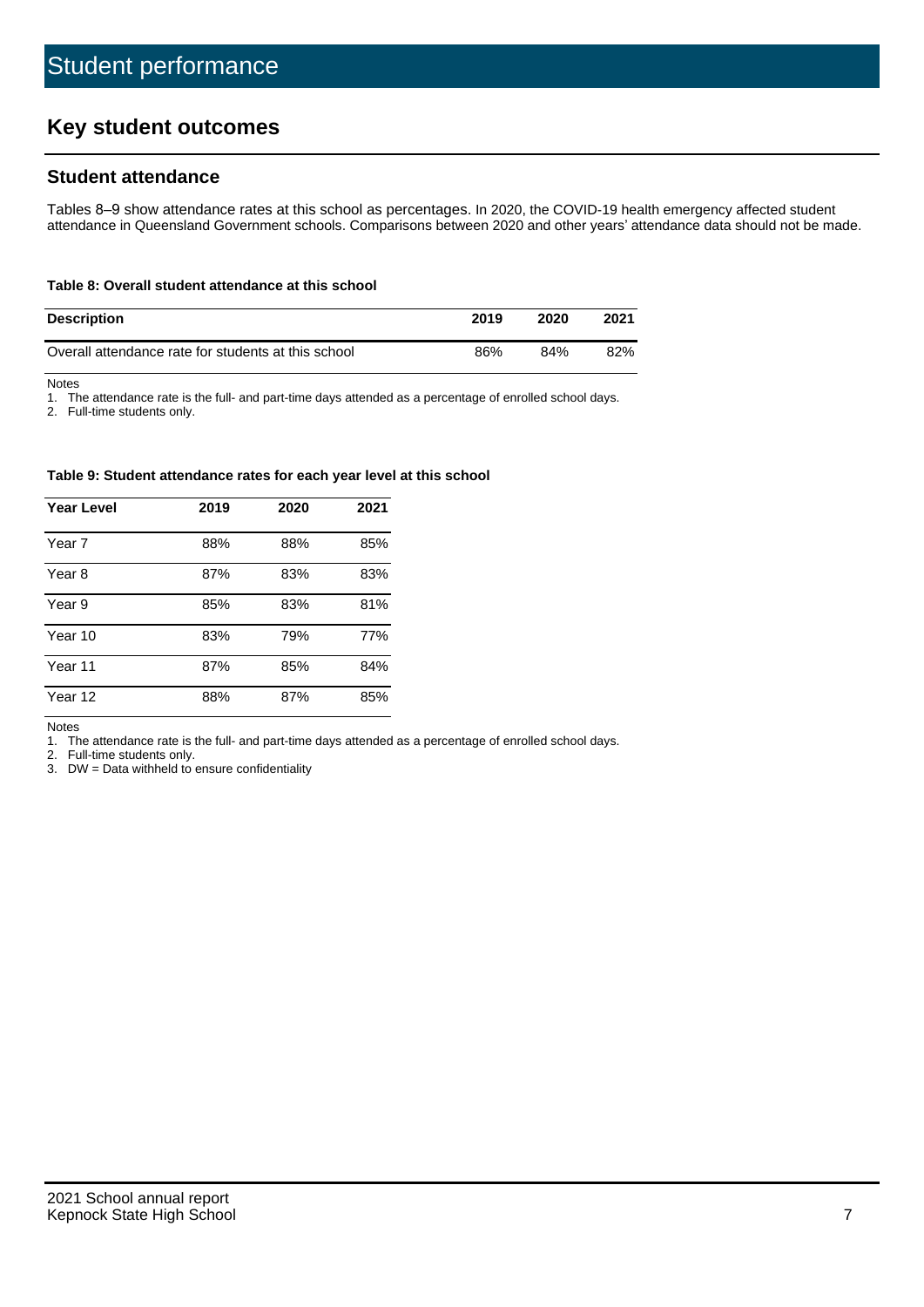# Student performance

## Key student outcomes

### Student attendance

Tables 8–9 show attendance rates at this school as percentages. In 2020, the COVID-19 health emergency affected student attendance in Queensland Government schools. Comparisons between 2020 and other years' attendance data should not be made.

**Table 8: Overall student attendance at this school**

| Description | 2019 | 2020 | 2021 |
|---|---|---|---|
| Overall attendance rate for students at this school | 86% | 84% | 82% |

Notes

1. The attendance rate is the full- and part-time days attended as a percentage of enrolled school days.
2. Full-time students only.

**Table 9: Student attendance rates for each year level at this school**

| Year Level | 2019 | 2020 | 2021 |
|---|---|---|---|
| Year 7 | 88% | 88% | 85% |
| Year 8 | 87% | 83% | 83% |
| Year 9 | 85% | 83% | 81% |
| Year 10 | 83% | 79% | 77% |
| Year 11 | 87% | 85% | 84% |
| Year 12 | 88% | 87% | 85% |

Notes

1. The attendance rate is the full- and part-time days attended as a percentage of enrolled school days.
2. Full-time students only.
3. DW = Data withheld to ensure confidentiality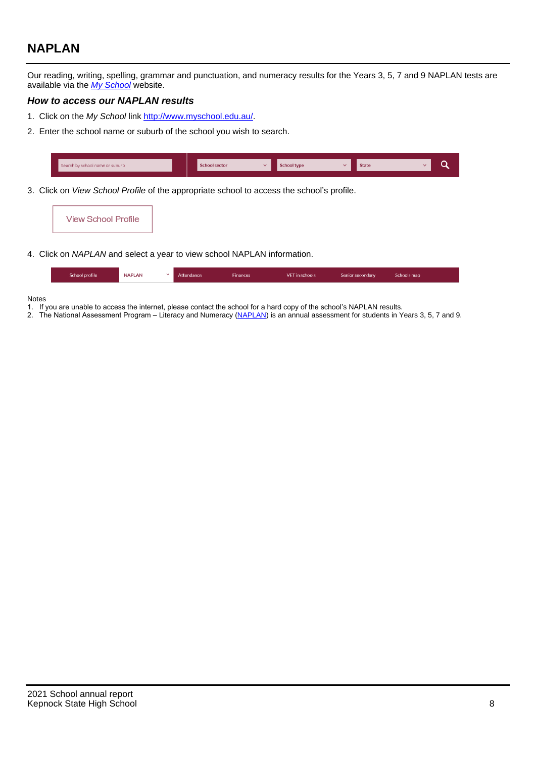## NAPLAN

Our reading, writing, spelling, grammar and punctuation, and numeracy results for the Years 3, 5, 7 and 9 NAPLAN tests are available via the *My School* website.

### *How to access our NAPLAN results*

1. Click on the *My School* link http://www.myschool.edu.au/.
2. Enter the school name or suburb of the school you wish to search.

| Search by school name or suburb | School sector | School type | State |
|---|---|---|---|

3. Click on *View School Profile* of the appropriate school to access the school's profile.

View School Profile

4. Click on *NAPLAN* and select a year to view school NAPLAN information.

| School profile | NAPLAN | Attendance | Finances | VET in schools | Senior secondary | Schools map |
|---|---|---|---|---|---|---|

Notes
1. If you are unable to access the internet, please contact the school for a hard copy of the school's NAPLAN results.
2. The National Assessment Program – Literacy and Numeracy (NAPLAN) is an annual assessment for students in Years 3, 5, 7 and 9.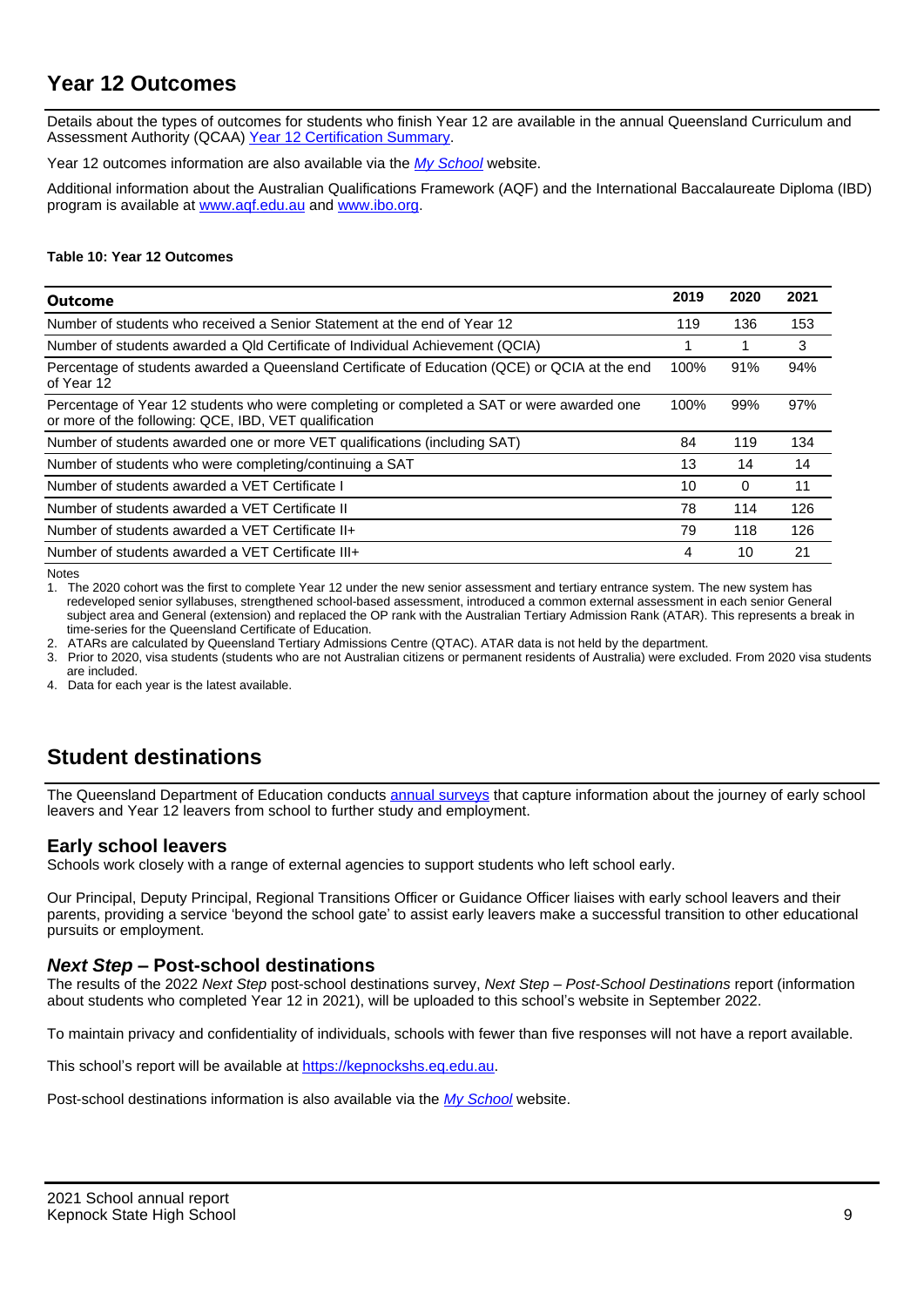## Year 12 Outcomes

Details about the types of outcomes for students who finish Year 12 are available in the annual Queensland Curriculum and Assessment Authority (QCAA) Year 12 Certification Summary.

Year 12 outcomes information are also available via the *My School* website.

Additional information about the Australian Qualifications Framework (AQF) and the International Baccalaureate Diploma (IBD) program is available at www.aqf.edu.au and www.ibo.org.

**Table 10: Year 12 Outcomes**

| Outcome | 2019 | 2020 | 2021 |
|---|---|---|---|
| Number of students who received a Senior Statement at the end of Year 12 | 119 | 136 | 153 |
| Number of students awarded a Qld Certificate of Individual Achievement (QCIA) | 1 | 1 | 3 |
| Percentage of students awarded a Queensland Certificate of Education (QCE) or QCIA at the end of Year 12 | 100% | 91% | 94% |
| Percentage of Year 12 students who were completing or completed a SAT or were awarded one or more of the following: QCE, IBD, VET qualification | 100% | 99% | 97% |
| Number of students awarded one or more VET qualifications (including SAT) | 84 | 119 | 134 |
| Number of students who were completing/continuing a SAT | 13 | 14 | 14 |
| Number of students awarded a VET Certificate I | 10 | 0 | 11 |
| Number of students awarded a VET Certificate II | 78 | 114 | 126 |
| Number of students awarded a VET Certificate II+ | 79 | 118 | 126 |
| Number of students awarded a VET Certificate III+ | 4 | 10 | 21 |

Notes

1. The 2020 cohort was the first to complete Year 12 under the new senior assessment and tertiary entrance system. The new system has redeveloped senior syllabuses, strengthened school-based assessment, introduced a common external assessment in each senior General subject area and General (extension) and replaced the OP rank with the Australian Tertiary Admission Rank (ATAR). This represents a break in time-series for the Queensland Certificate of Education.
2. ATARs are calculated by Queensland Tertiary Admissions Centre (QTAC). ATAR data is not held by the department.
3. Prior to 2020, visa students (students who are not Australian citizens or permanent residents of Australia) were excluded. From 2020 visa students are included.
4. Data for each year is the latest available.

## Student destinations

The Queensland Department of Education conducts annual surveys that capture information about the journey of early school leavers and Year 12 leavers from school to further study and employment.

### Early school leavers

Schools work closely with a range of external agencies to support students who left school early.

Our Principal, Deputy Principal, Regional Transitions Officer or Guidance Officer liaises with early school leavers and their parents, providing a service 'beyond the school gate' to assist early leavers make a successful transition to other educational pursuits or employment.

### *Next Step* – Post-school destinations

The results of the 2022 *Next Step* post-school destinations survey, *Next Step – Post-School Destinations* report (information about students who completed Year 12 in 2021), will be uploaded to this school's website in September 2022.

To maintain privacy and confidentiality of individuals, schools with fewer than five responses will not have a report available.

This school's report will be available at https://kepnockshs.eq.edu.au.

Post-school destinations information is also available via the *My School* website.